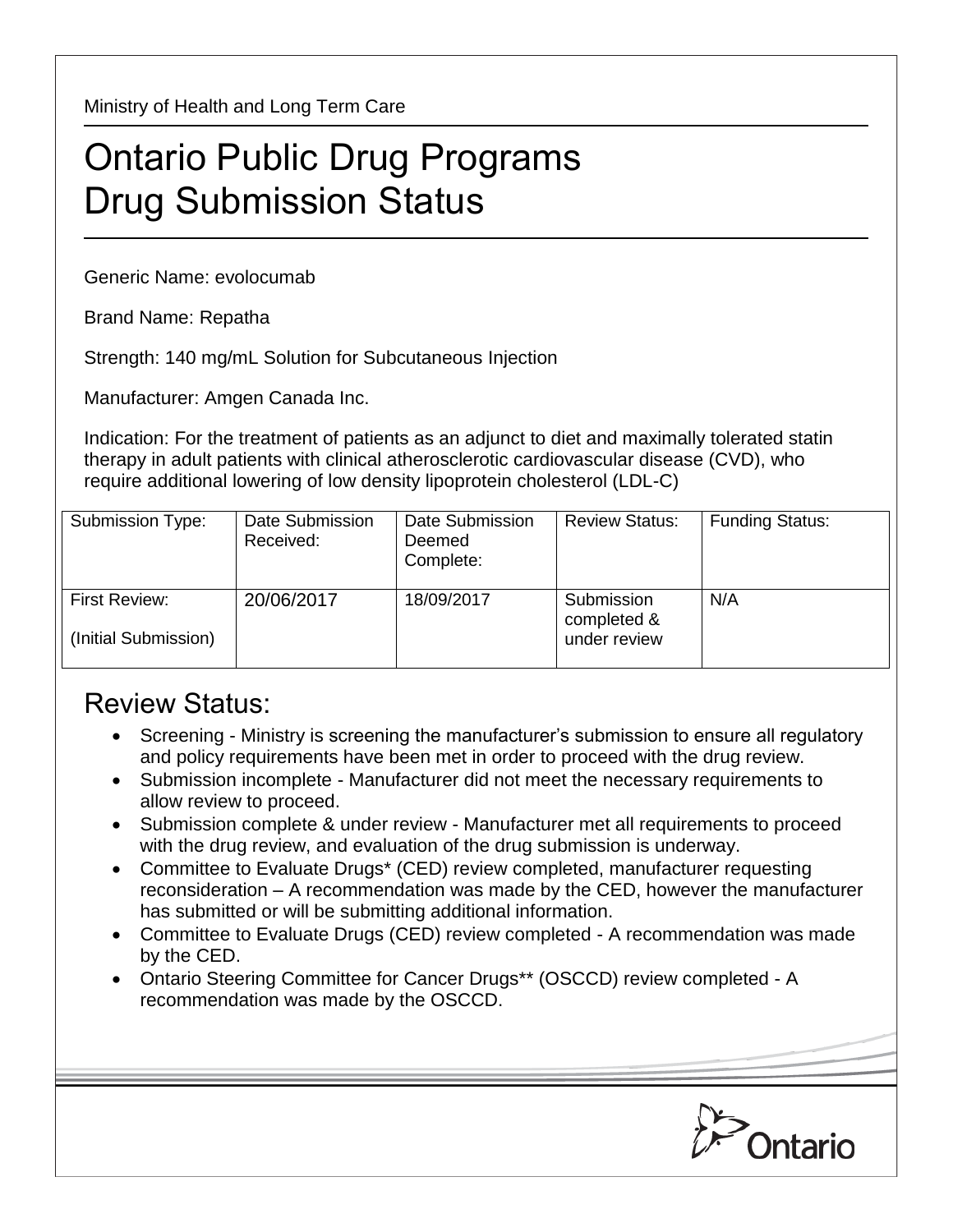Ministry of Health and Long Term Care

# Ontario Public Drug Programs Drug Submission Status

Generic Name: evolocumab

Brand Name: Repatha

Strength: 140 mg/mL Solution for Subcutaneous Injection

Manufacturer: Amgen Canada Inc.

Indication: For the treatment of patients as an adjunct to diet and maximally tolerated statin therapy in adult patients with clinical atherosclerotic cardiovascular disease (CVD), who require additional lowering of low density lipoprotein cholesterol (LDL-C)

| Submission Type: | Date Submission Received: | Date Submission Deemed Complete: | Review Status: | Funding Status: |
|---|---|---|---|---|
| First Review: (Initial Submission) | 20/06/2017 | 18/09/2017 | Submission completed & under review | N/A |

## Review Status:

- Screening - Ministry is screening the manufacturer's submission to ensure all regulatory and policy requirements have been met in order to proceed with the drug review.
- Submission incomplete - Manufacturer did not meet the necessary requirements to allow review to proceed.
- Submission complete & under review - Manufacturer met all requirements to proceed with the drug review, and evaluation of the drug submission is underway.
- Committee to Evaluate Drugs* (CED) review completed, manufacturer requesting reconsideration – A recommendation was made by the CED, however the manufacturer has submitted or will be submitting additional information.
- Committee to Evaluate Drugs (CED) review completed - A recommendation was made by the CED.
- Ontario Steering Committee for Cancer Drugs** (OSCCD) review completed - A recommendation was made by the OSCCD.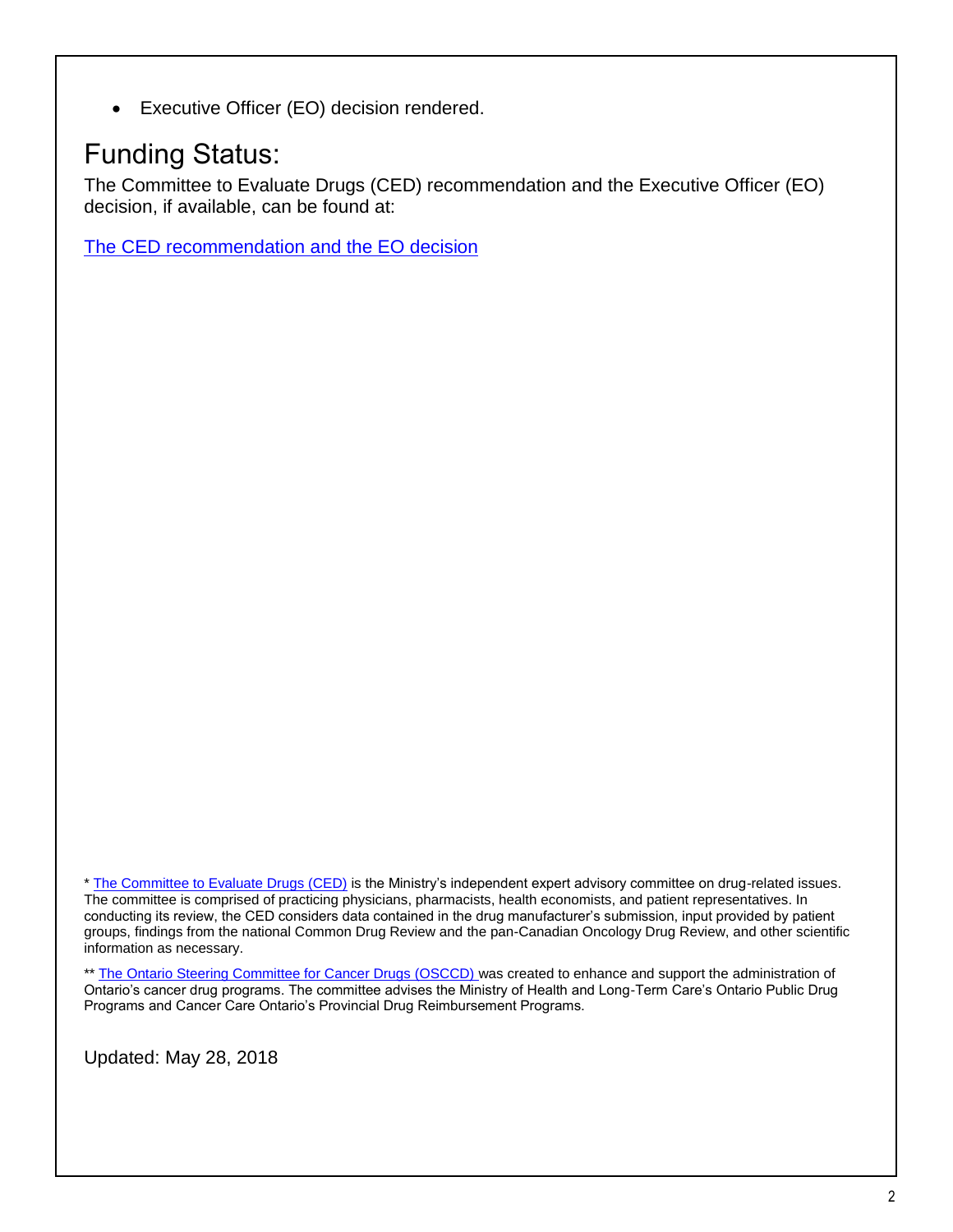- Executive Officer (EO) decision rendered.

## Funding Status:

The Committee to Evaluate Drugs (CED) recommendation and the Executive Officer (EO) decision, if available, can be found at:

The CED recommendation and the EO decision

* The Committee to Evaluate Drugs (CED) is the Ministry's independent expert advisory committee on drug-related issues. The committee is comprised of practicing physicians, pharmacists, health economists, and patient representatives. In conducting its review, the CED considers data contained in the drug manufacturer's submission, input provided by patient groups, findings from the national Common Drug Review and the pan-Canadian Oncology Drug Review, and other scientific information as necessary.

** The Ontario Steering Committee for Cancer Drugs (OSCCD) was created to enhance and support the administration of Ontario's cancer drug programs. The committee advises the Ministry of Health and Long-Term Care's Ontario Public Drug Programs and Cancer Care Ontario's Provincial Drug Reimbursement Programs.

Updated: May 28, 2018